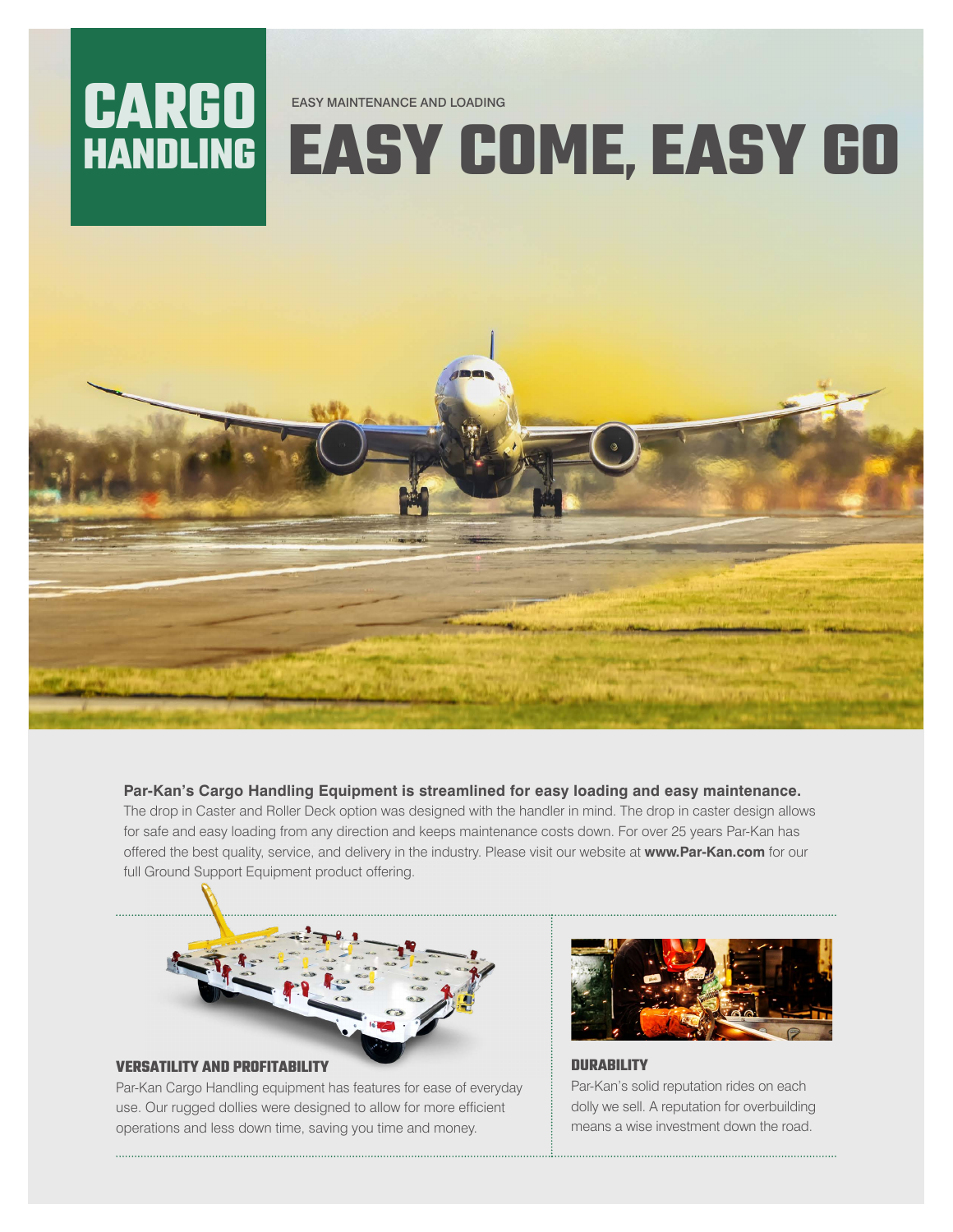# CARGO HANDLING

EASY MAINTENANCE AND LOADING

# EASY COME, EASY GO

**Par-Kan's Cargo Handling Equipment is streamlined for easy loading and easy maintenance.** The drop in Caster and Roller Deck option was designed with the handler in mind. The drop in caster design allows for safe and easy loading from any direction and keeps maintenance costs down. For over 25 years Par-Kan has offered the best quality, service, and delivery in the industry. Please visit our website at **www.Par-Kan.com** for our full Ground Support Equipment product offering.

### VERSATILITY AND PROFITABILITY

Par-Kan Cargo Handling equipment has features for ease of everyday use. Our rugged dollies were designed to allow for more efficient operations and less down time, saving you time and money.

### DURABILITY

Par-Kan's solid reputation rides on each dolly we sell. A reputation for overbuilding means a wise investment down the road.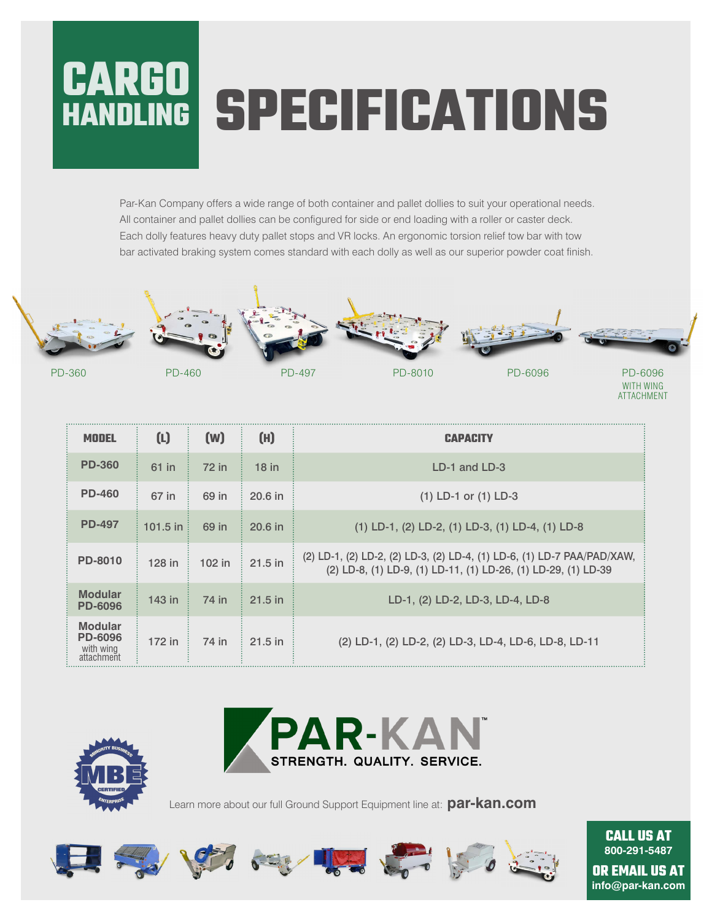# CARGO HANDLING SPECIFICATIONS

Par-Kan Company offers a wide range of both container and pallet dollies to suit your operational needs. All container and pallet dollies can be configured for side or end loading with a roller or caster deck. Each dolly features heavy duty pallet stops and VR locks. An ergonomic torsion relief tow bar with tow bar activated braking system comes standard with each dolly as well as our superior powder coat finish.

PD-360 PD-460 PD-497 PD-8010 PD-6096 PD-6096 WITH WING ATTACHMENT

| MODEL | (L) | (W) | (H) | CAPACITY |
|---|---|---|---|---|
| PD-360 | 61 in | 72 in | 18 in | LD-1 and LD-3 |
| PD-460 | 67 in | 69 in | 20.6 in | (1) LD-1 or (1) LD-3 |
| PD-497 | 101.5 in | 69 in | 20.6 in | (1) LD-1, (2) LD-2, (1) LD-3, (1) LD-4, (1) LD-8 |
| PD-8010 | 128 in | 102 in | 21.5 in | (2) LD-1, (2) LD-2, (2) LD-3, (2) LD-4, (1) LD-6, (1) LD-7 PAA/PAD/XAW, (2) LD-8, (1) LD-9, (1) LD-11, (1) LD-26, (1) LD-29, (1) LD-39 |
| Modular PD-6096 | 143 in | 74 in | 21.5 in | LD-1, (2) LD-2, LD-3, LD-4, LD-8 |
| Modular PD-6096 with wing attachment | 172 in | 74 in | 21.5 in | (2) LD-1, (2) LD-2, (2) LD-3, LD-4, LD-6, LD-8, LD-11 |

MBE CERTIFIED MINORITY BUSINESS ENTERPRISE

PAR-KAN™
STRENGTH. QUALITY. SERVICE.

Learn more about our full Ground Support Equipment line at: **par-kan.com**

**CALL US AT**
800-291-5487
**OR EMAIL US AT**
info@par-kan.com